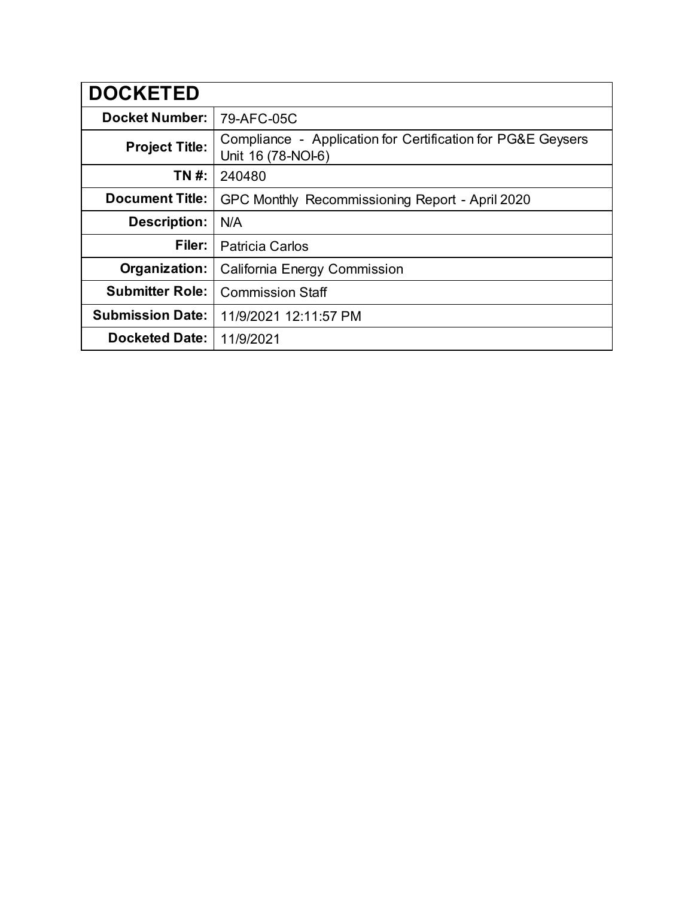| DOCKETED | |
|---|---|
| **Docket Number:** | 79-AFC-05C |
| **Project Title:** | Compliance - Application for Certification for PG&E Geysers Unit 16 (78-NOI-6) |
| **TN #:** | 240480 |
| **Document Title:** | GPC Monthly Recommissioning Report - April 2020 |
| **Description:** | N/A |
| **Filer:** | Patricia Carlos |
| **Organization:** | California Energy Commission |
| **Submitter Role:** | Commission Staff |
| **Submission Date:** | 11/9/2021 12:11:57 PM |
| **Docketed Date:** | 11/9/2021 |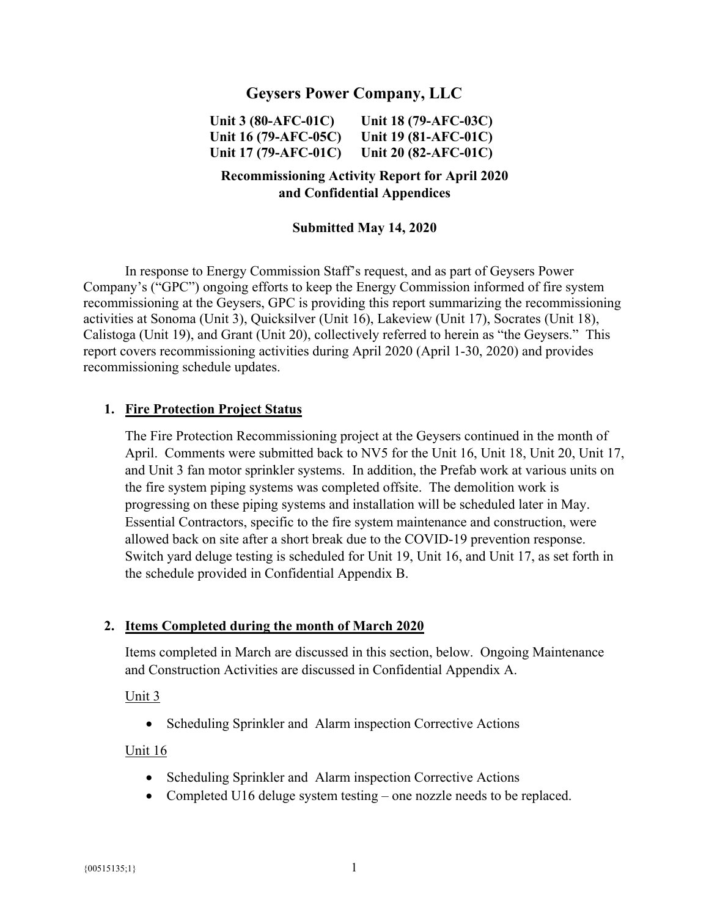# Geysers Power Company, LLC

**Unit 3 (80-AFC-01C)   Unit 18 (79-AFC-03C)**
**Unit 16 (79-AFC-05C)   Unit 19 (81-AFC-01C)**
**Unit 17 (79-AFC-01C)   Unit 20 (82-AFC-01C)**

**Recommissioning Activity Report for April 2020 and Confidential Appendices**

**Submitted May 14, 2020**

In response to Energy Commission Staff's request, and as part of Geysers Power Company's ("GPC") ongoing efforts to keep the Energy Commission informed of fire system recommissioning at the Geysers, GPC is providing this report summarizing the recommissioning activities at Sonoma (Unit 3), Quicksilver (Unit 16), Lakeview (Unit 17), Socrates (Unit 18), Calistoga (Unit 19), and Grant (Unit 20), collectively referred to herein as "the Geysers." This report covers recommissioning activities during April 2020 (April 1-30, 2020) and provides recommissioning schedule updates.

## 1. Fire Protection Project Status

The Fire Protection Recommissioning project at the Geysers continued in the month of April. Comments were submitted back to NV5 for the Unit 16, Unit 18, Unit 20, Unit 17, and Unit 3 fan motor sprinkler systems. In addition, the Prefab work at various units on the fire system piping systems was completed offsite. The demolition work is progressing on these piping systems and installation will be scheduled later in May. Essential Contractors, specific to the fire system maintenance and construction, were allowed back on site after a short break due to the COVID-19 prevention response. Switch yard deluge testing is scheduled for Unit 19, Unit 16, and Unit 17, as set forth in the schedule provided in Confidential Appendix B.

## 2. Items Completed during the month of March 2020

Items completed in March are discussed in this section, below. Ongoing Maintenance and Construction Activities are discussed in Confidential Appendix A.

Unit 3

- Scheduling Sprinkler and Alarm inspection Corrective Actions

Unit 16

- Scheduling Sprinkler and Alarm inspection Corrective Actions
- Completed U16 deluge system testing – one nozzle needs to be replaced.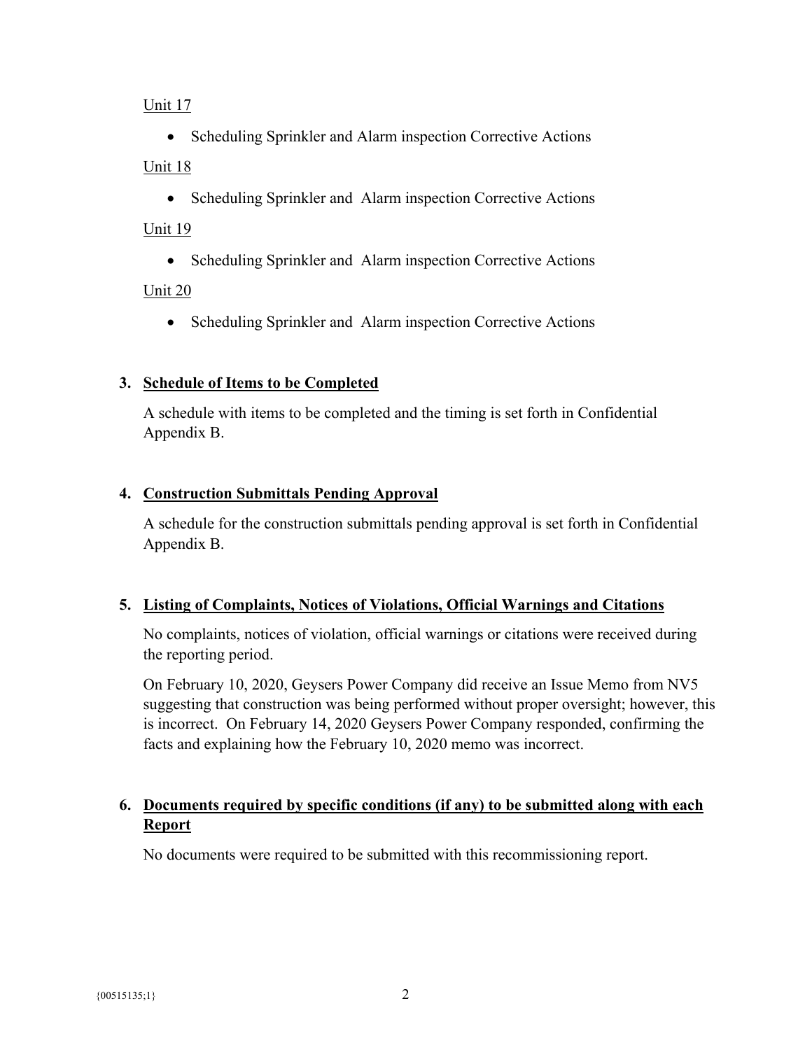Unit 17

- Scheduling Sprinkler and Alarm inspection Corrective Actions

Unit 18

- Scheduling Sprinkler and Alarm inspection Corrective Actions

Unit 19

- Scheduling Sprinkler and Alarm inspection Corrective Actions

Unit 20

- Scheduling Sprinkler and Alarm inspection Corrective Actions

## 3. Schedule of Items to be Completed

A schedule with items to be completed and the timing is set forth in Confidential Appendix B.

## 4. Construction Submittals Pending Approval

A schedule for the construction submittals pending approval is set forth in Confidential Appendix B.

## 5. Listing of Complaints, Notices of Violations, Official Warnings and Citations

No complaints, notices of violation, official warnings or citations were received during the reporting period.

On February 10, 2020, Geysers Power Company did receive an Issue Memo from NV5 suggesting that construction was being performed without proper oversight; however, this is incorrect. On February 14, 2020 Geysers Power Company responded, confirming the facts and explaining how the February 10, 2020 memo was incorrect.

## 6. Documents required by specific conditions (if any) to be submitted along with each Report

No documents were required to be submitted with this recommissioning report.

{00515135;1}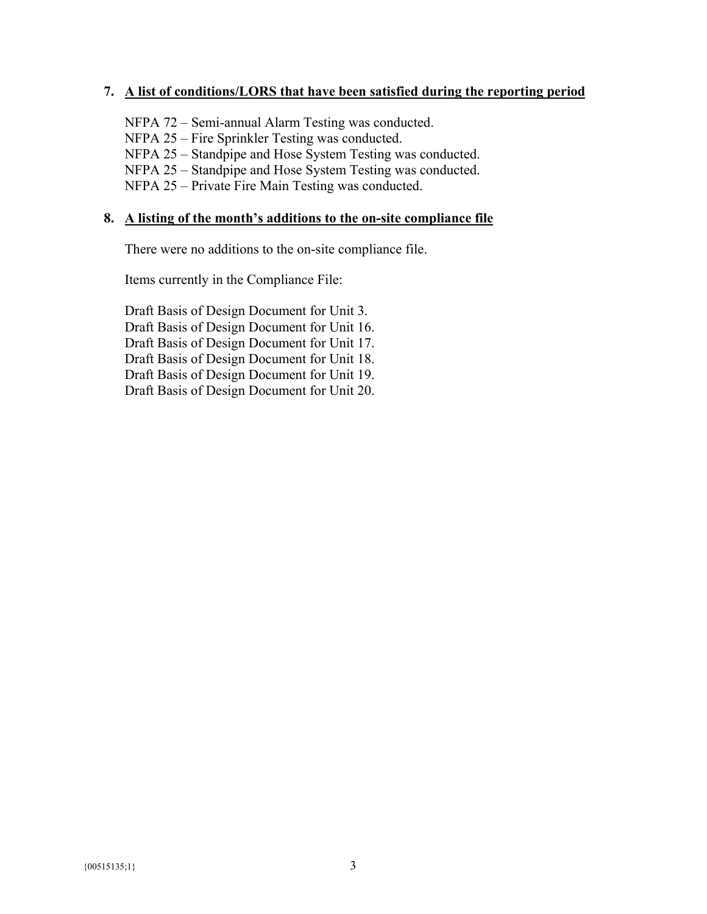## 7. A list of conditions/LORS that have been satisfied during the reporting period

NFPA 72 – Semi-annual Alarm Testing was conducted.
NFPA 25 – Fire Sprinkler Testing was conducted.
NFPA 25 – Standpipe and Hose System Testing was conducted.
NFPA 25 – Standpipe and Hose System Testing was conducted.
NFPA 25 – Private Fire Main Testing was conducted.

## 8. A listing of the month's additions to the on-site compliance file

There were no additions to the on-site compliance file.

Items currently in the Compliance File:

Draft Basis of Design Document for Unit 3.
Draft Basis of Design Document for Unit 16.
Draft Basis of Design Document for Unit 17.
Draft Basis of Design Document for Unit 18.
Draft Basis of Design Document for Unit 19.
Draft Basis of Design Document for Unit 20.

{00515135;1}